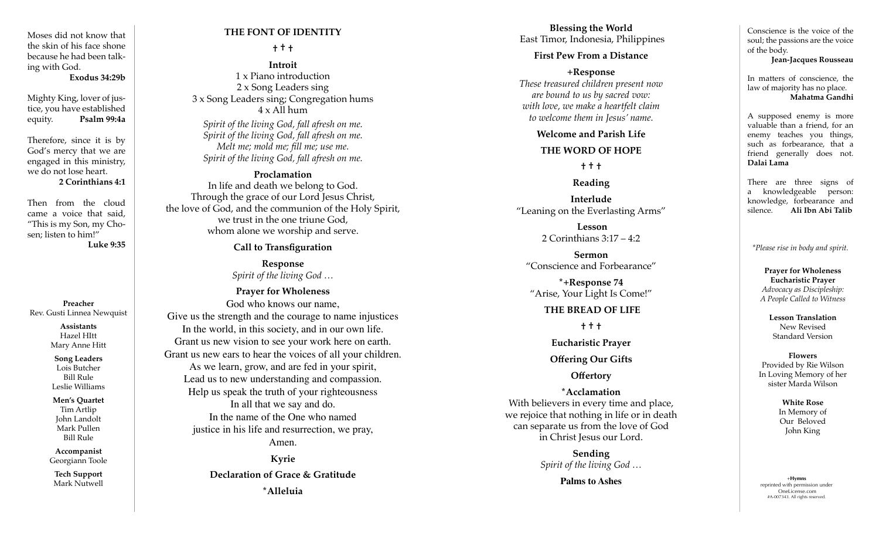Moses did not know that the skin of his face shone because he had been talking with God.
**Exodus 34:29b**

Mighty King, lover of justice, you have established equity. **Psalm 99:4a**

Therefore, since it is by God's mercy that we are engaged in this ministry, we do not lose heart.
**2 Corinthians 4:1**

Then from the cloud came a voice that said, "This is my Son, my Chosen; listen to him!"
**Luke 9:35**

**Preacher**
Rev. Gusti Linnea Newquist

**Assistants**
Hazel HItt
Mary Anne Hitt

**Song Leaders**
Lois Butcher
Bill Rule
Leslie Williams

**Men's Quartet**
Tim Artlip
John Landolt
Mark Pullen
Bill Rule

**Accompanist**
Georgiann Toole

**Tech Support**
Mark Nutwell

## THE FONT OF IDENTITY

† † †

**Introit**
1 x Piano introduction
2 x Song Leaders sing
3 x Song Leaders sing; Congregation hums
4 x All hum

*Spirit of the living God, fall afresh on me.*
*Spirit of the living God, fall afresh on me.*
*Melt me; mold me; fill me; use me.*
*Spirit of the living God, fall afresh on me.*

**Proclamation**
In life and death we belong to God.
Through the grace of our Lord Jesus Christ,
the love of God, and the communion of the Holy Spirit,
we trust in the one triune God,
whom alone we worship and serve.

**Call to Transfiguration**

**Response**
*Spirit of the living God …*

**Prayer for Wholeness**
God who knows our name,
Give us the strength and the courage to name injustices
In the world, in this society, and in our own life.
Grant us new vision to see your work here on earth.
Grant us new ears to hear the voices of all your children.
As we learn, grow, and are fed in your spirit,
Lead us to new understanding and compassion.
Help us speak the truth of your righteousness
In all that we say and do.
In the name of the One who named
justice in his life and resurrection, we pray,
Amen.

**Kyrie**

**Declaration of Grace & Gratitude**

**\*Alleluia**

**Blessing the World**
East Timor, Indonesia, Philippines

**First Pew From a Distance**

**+Response**
*These treasured children present now*
*are bound to us by sacred vow:*
*with love, we make a heartfelt claim*
*to welcome them in Jesus' name.*

**Welcome and Parish Life**

## THE WORD OF HOPE

† † †

**Reading**

**Interlude**
"Leaning on the Everlasting Arms"

**Lesson**
2 Corinthians 3:17 – 4:2

**Sermon**
"Conscience and Forbearance"

**\*+Response 74**
"Arise, Your Light Is Come!"

## THE BREAD OF LIFE

† † †

**Eucharistic Prayer**

**Offering Our Gifts**

**Offertory**

**\*Acclamation**
With believers in every time and place,
we rejoice that nothing in life or in death
can separate us from the love of God
in Christ Jesus our Lord.

**Sending**
*Spirit of the living God …*

**Palms to Ashes**

Conscience is the voice of the soul; the passions are the voice of the body.
**Jean-Jacques Rousseau**

In matters of conscience, the law of majority has no place.
**Mahatma Gandhi**

A supposed enemy is more valuable than a friend, for an enemy teaches you things, such as forbearance, that a friend generally does not.
**Dalai Lama**

There are three signs of a knowledgeable person: knowledge, forbearance and silence. **Ali Ibn Abi Talib**

*\*Please rise in body and spirit.*

**Prayer for Wholeness**
**Eucharistic Prayer**
*Advocacy as Discipleship:*
*A People Called to Witness*

**Lesson Translation**
New Revised
Standard Version

**Flowers**
Provided by Rie Wilson
In Loving Memory of her
sister Marda Wilson

**White Rose**
In Memory of
Our Beloved
John King

+**Hymns**
reprinted with permission under
OneLicense.com
#A-007343. All rights reserved.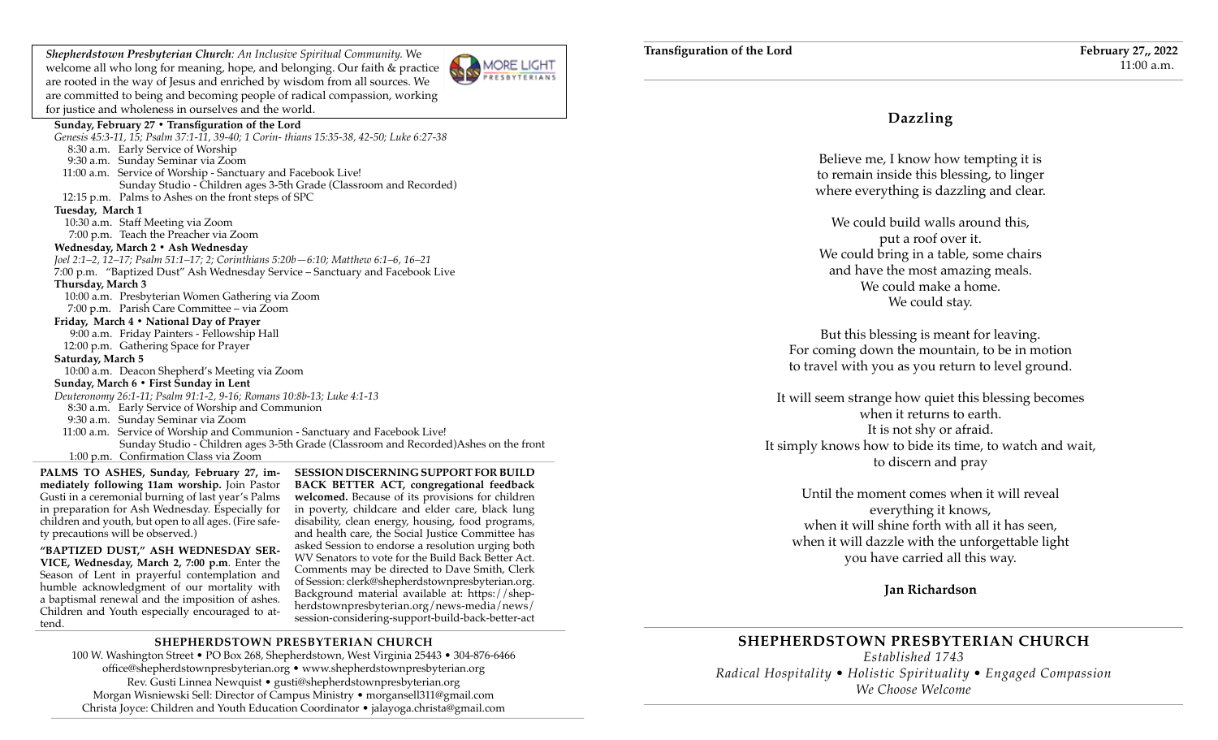*Shepherdstown Presbyterian Church: An Inclusive Spiritual Community.* We welcome all who long for meaning, hope, and belonging. Our faith & practice are rooted in the way of Jesus and enriched by wisdom from all sources. We are committed to being and becoming people of radical compassion, working for justice and wholeness in ourselves and the world.

MORE LIGHT PRESBYTERIANS

**Sunday, February 27 • Transfiguration of the Lord**

*Genesis 45:3-11, 15; Psalm 37:1-11, 39-40; 1 Corin- thians 15:35-38, 42-50; Luke 6:27-38*

8:30 a.m. Early Service of Worship
9:30 a.m. Sunday Seminar via Zoom
11:00 a.m. Service of Worship - Sanctuary and Facebook Live!
Sunday Studio - Children ages 3-5th Grade (Classroom and Recorded)
12:15 p.m. Palms to Ashes on the front steps of SPC

**Tuesday, March 1**

10:30 a.m. Staff Meeting via Zoom
7:00 p.m. Teach the Preacher via Zoom

**Wednesday, March 2 • Ash Wednesday**

*Joel 2:1–2, 12–17; Psalm 51:1–17; 2; Corinthians 5:20b—6:10; Matthew 6:1–6, 16–21*

7:00 p.m. "Baptized Dust" Ash Wednesday Service – Sanctuary and Facebook Live

**Thursday, March 3**

10:00 a.m. Presbyterian Women Gathering via Zoom
7:00 p.m. Parish Care Committee – via Zoom

**Friday, March 4 • National Day of Prayer**

9:00 a.m. Friday Painters - Fellowship Hall
12:00 p.m. Gathering Space for Prayer

**Saturday, March 5**

10:00 a.m. Deacon Shepherd's Meeting via Zoom

**Sunday, March 6 • First Sunday in Lent**

*Deuteronomy 26:1-11; Psalm 91:1-2, 9-16; Romans 10:8b-13; Luke 4:1-13*

8:30 a.m. Early Service of Worship and Communion
9:30 a.m. Sunday Seminar via Zoom
11:00 a.m. Service of Worship and Communion - Sanctuary and Facebook Live!
Sunday Studio - Children ages 3-5th Grade (Classroom and Recorded)Ashes on the front
1:00 p.m. Confirmation Class via Zoom

**PALMS TO ASHES, Sunday, February 27, immediately following 11am worship.** Join Pastor Gusti in a ceremonial burning of last year's Palms in preparation for Ash Wednesday. Especially for children and youth, but open to all ages. (Fire safety precautions will be observed.)

**"BAPTIZED DUST," ASH WEDNESDAY SERVICE, Wednesday, March 2, 7:00 p.m**. Enter the Season of Lent in prayerful contemplation and humble acknowledgment of our mortality with a baptismal renewal and the imposition of ashes. Children and Youth especially encouraged to attend.

**SESSION DISCERNING SUPPORT FOR BUILD BACK BETTER ACT, congregational feedback welcomed.** Because of its provisions for children in poverty, childcare and elder care, black lung disability, clean energy, housing, food programs, and health care, the Social Justice Committee has asked Session to endorse a resolution urging both WV Senators to vote for the Build Back Better Act. Comments may be directed to Dave Smith, Clerk of Session: clerk@shepherdstownpresbyterian.org. Background material available at: https://shepherdstownpresbyterian.org/news-media/news/session-considering-support-build-back-better-act

**SHEPHERDSTOWN PRESBYTERIAN CHURCH**

100 W. Washington Street • PO Box 268, Shepherdstown, West Virginia 25443 • 304-876-6466
office@shepherdstownpresbyterian.org • www.shepherdstownpresbyterian.org
Rev. Gusti Linnea Newquist • gusti@shepherdstownpresbyterian.org
Morgan Wisniewski Sell: Director of Campus Ministry • morgansell311@gmail.com
Christa Joyce: Children and Youth Education Coordinator • jalayoga.christa@gmail.com

**Transfiguration of the Lord** — **February 27,, 2022**, 11:00 a.m.

## Dazzling

Believe me, I know how tempting it is
to remain inside this blessing, to linger
where everything is dazzling and clear.

We could build walls around this,
put a roof over it.
We could bring in a table, some chairs
and have the most amazing meals.
We could make a home.
We could stay.

But this blessing is meant for leaving.
For coming down the mountain, to be in motion
to travel with you as you return to level ground.

It will seem strange how quiet this blessing becomes
when it returns to earth.
It is not shy or afraid.
It simply knows how to bide its time, to watch and wait,
to discern and pray

Until the moment comes when it will reveal
everything it knows,
when it will shine forth with all it has seen,
when it will dazzle with the unforgettable light
you have carried all this way.

**Jan Richardson**

**SHEPHERDSTOWN PRESBYTERIAN CHURCH**

*Established 1743*

*Radical Hospitality • Holistic Spirituality • Engaged Compassion*

*We Choose Welcome*